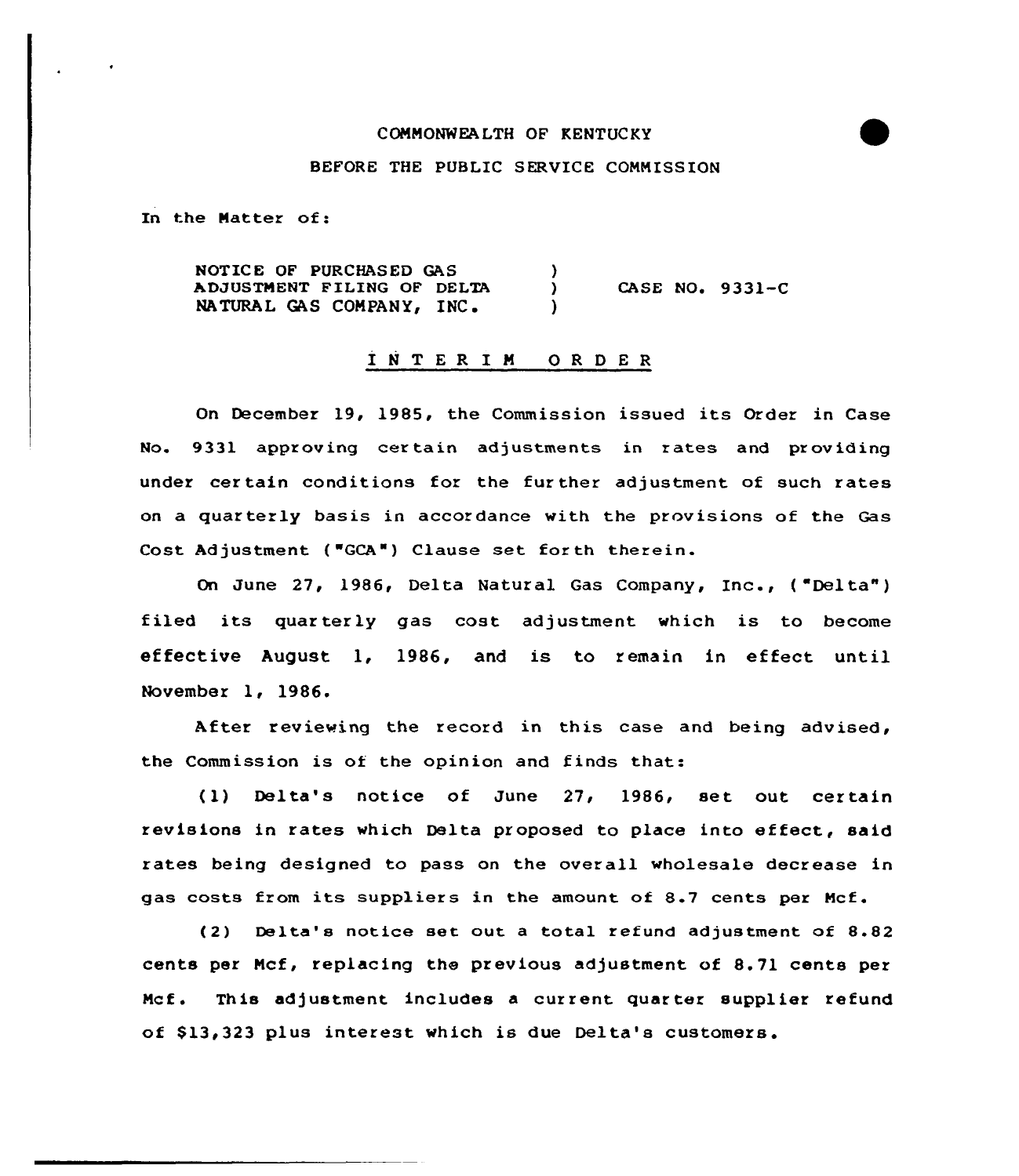COMMONWEALTH OF KENTUCKY

BEFORE THE PUBLIC SERVICE COMMISSION

In the Matter of:

| | | |
|---|---|---|
| NOTICE OF PURCHASED GAS ADJUSTMENT FILING OF DELTA NATURAL GAS COMPANY, INC. | ) | CASE NO. 9331-C |

## INTERIM ORDER

On December 19, 1985, the Commission issued its Order in Case No. 9331 approving certain adjustments in rates and providing under certain conditions for the further adjustment of such rates on a quarterly basis in accordance with the provisions of the Gas Cost Adjustment ("GCA") Clause set forth therein.

On June 27, 1986, Delta Natural Gas Company, Inc., ("Delta") filed its quarterly gas cost adjustment which is to become effective August 1, 1986, and is to remain in effect until November 1, 1986.

After reviewing the record in this case and being advised, the Commission is of the opinion and finds that:

(1) Delta's notice of June 27, 1986, set out certain revisions in rates which Delta proposed to place into effect, said rates being designed to pass on the overall wholesale decrease in gas costs from its suppliers in the amount of 8.7 cents per Mcf.

(2) Delta's notice set out a total refund adjustment of 8.82 cents per Mcf, replacing the previous adjustment of 8.71 cents per Mcf. This adjustment includes a current quarter supplier refund of $13,323 plus interest which is due Delta's customers.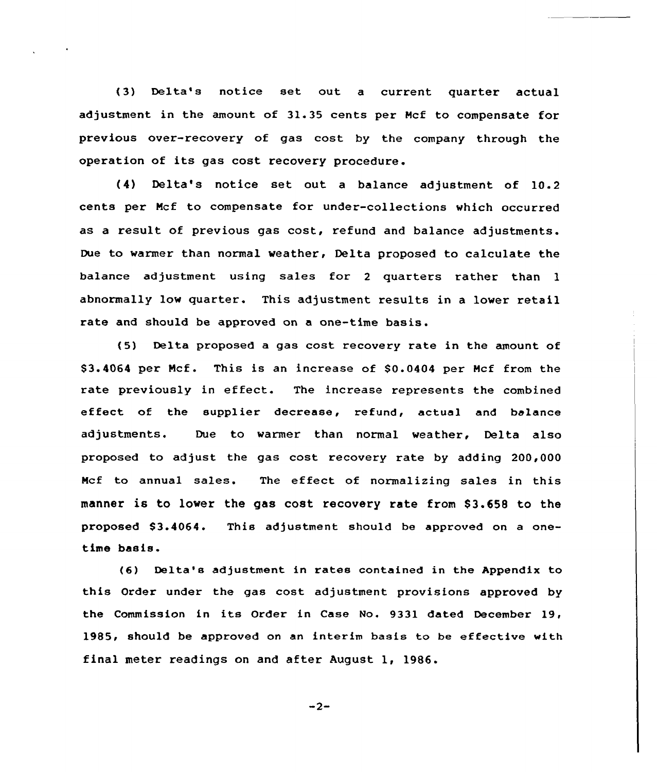(3) Delta's notice set out a current quarter actual adjustment in the amount of 31.35 cents per Mcf to compensate for previous over-recovery of gas cost by the company through the operation of its gas cost recovery procedure.

(4) Delta's notice set out a balance adjustment of 10.2 cents per Mcf to compensate for under-collections which occurred as a result of previous gas cost, refund and balance adjustments. Due to warmer than normal weather, Delta proposed to calculate the balance adjustment using sales for 2 quarters rather than 1 abnormally low quarter. This adjustment results in a lower retail rate and should be approved on a one-time basis.

(5) Delta proposed a gas cost recovery rate in the amount of $3.4064 per Mcf. This is an increase of $0.0404 per Mcf from the rate previously in effect. The increase represents the combined effect of the supplier decrease, refund, actual and balance adjustments. Due to warmer than normal weather, Delta also proposed to adjust the gas cost recovery rate by adding 200,000 Mcf to annual sales. The effect of normalizing sales in this manner is to lower the gas cost recovery rate from $3.658 to the proposed $3.4064. This adjustment should be approved on a one-time basis.

(6) Delta's adjustment in rates contained in the Appendix to this Order under the gas cost adjustment provisions approved by the Commission in its Order in Case No. 9331 dated December 19, 1985, should be approved on an interim basis to be effective with final meter readings on and after August 1, 1986.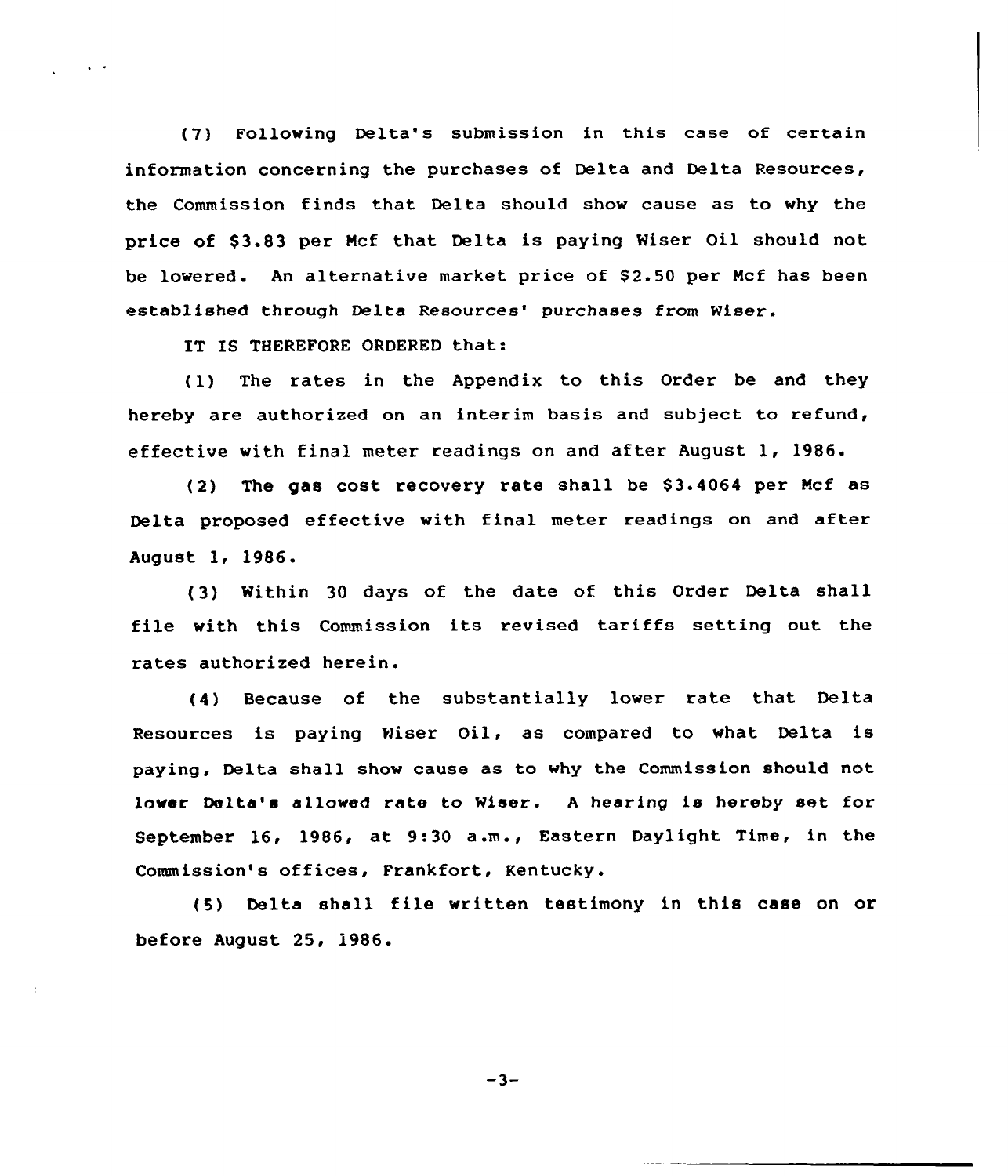(7) Following Delta's submission in this case of certain information concerning the purchases of Delta and Delta Resources, the Commission finds that Delta should show cause as to why the price of $3.83 per Mcf that Delta is paying Wiser Oil should not be lowered. An alternative market price of $2.50 per Mcf has been established through Delta Resources' purchases from Wiser.

IT IS THEREFORE ORDERED that:

(1) The rates in the Appendix to this Order be and they hereby are authorized on an interim basis and subject to refund, effective with final meter readings on and after August 1, 1986.

(2) The gas cost recovery rate shall be $3.4064 per Mcf as Delta proposed effective with final meter readings on and after August 1, 1986.

(3) Within 30 days of the date of this Order Delta shall file with this Commission its revised tariffs setting out the rates authorized herein.

(4) Because of the substantially lower rate that Delta Resources is paying Wiser Oil, as compared to what Delta is paying, Delta shall show cause as to why the Commission should not lower Delta's allowed rate to Wiser. A hearing is hereby set for September 16, 1986, at 9:30 a.m., Eastern Daylight Time, in the Commission's offices, Frankfort, Kentucky.

(5) Delta shall file written testimony in this case on or before August 25, 1986.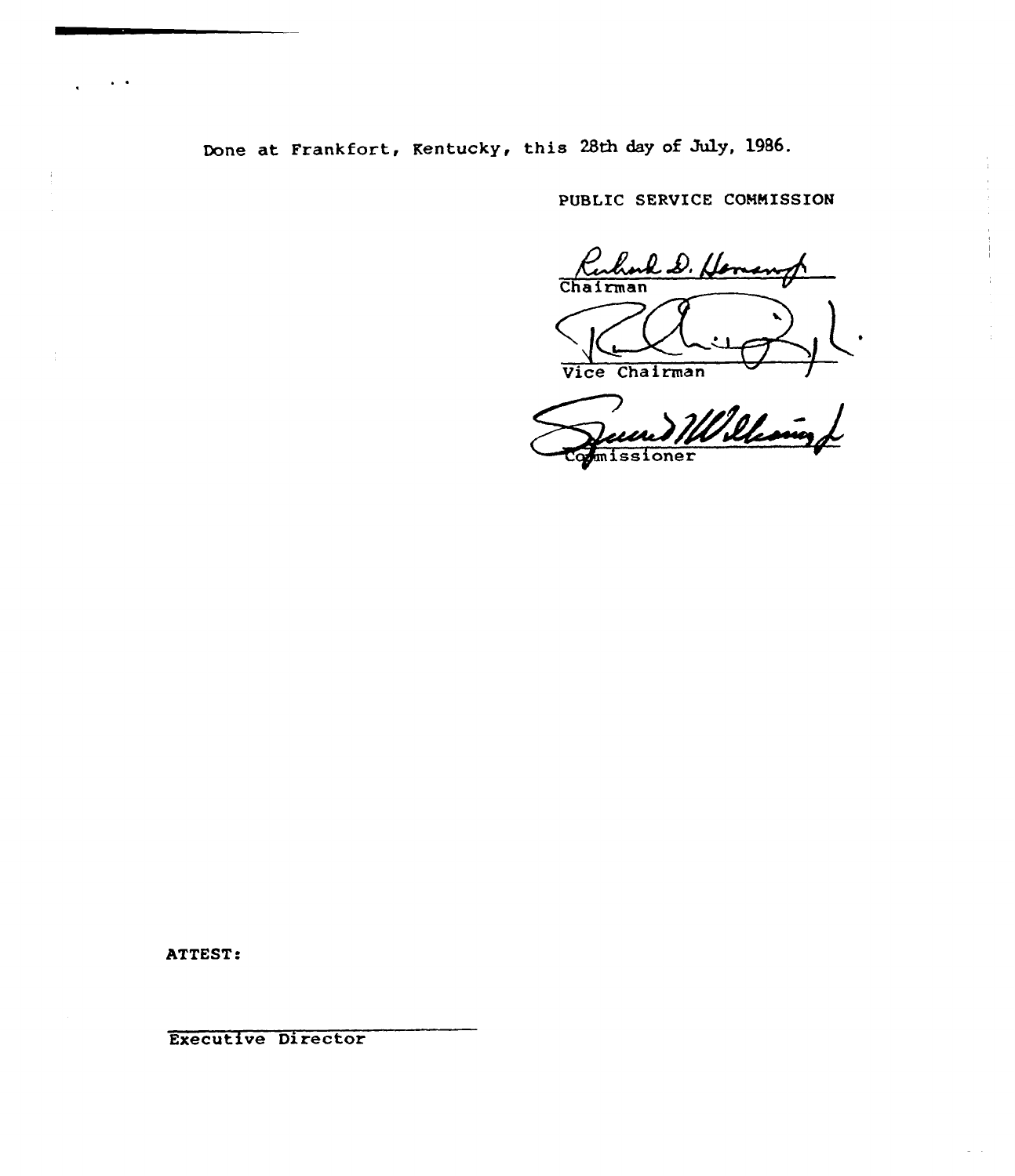Done at Frankfort, Kentucky, this 28th day of July, 1986.

PUBLIC SERVICE COMMISSION

Richard D. Hemenway
Chairman

Vice Chairman

Commissioner

ATTEST:

Executive Director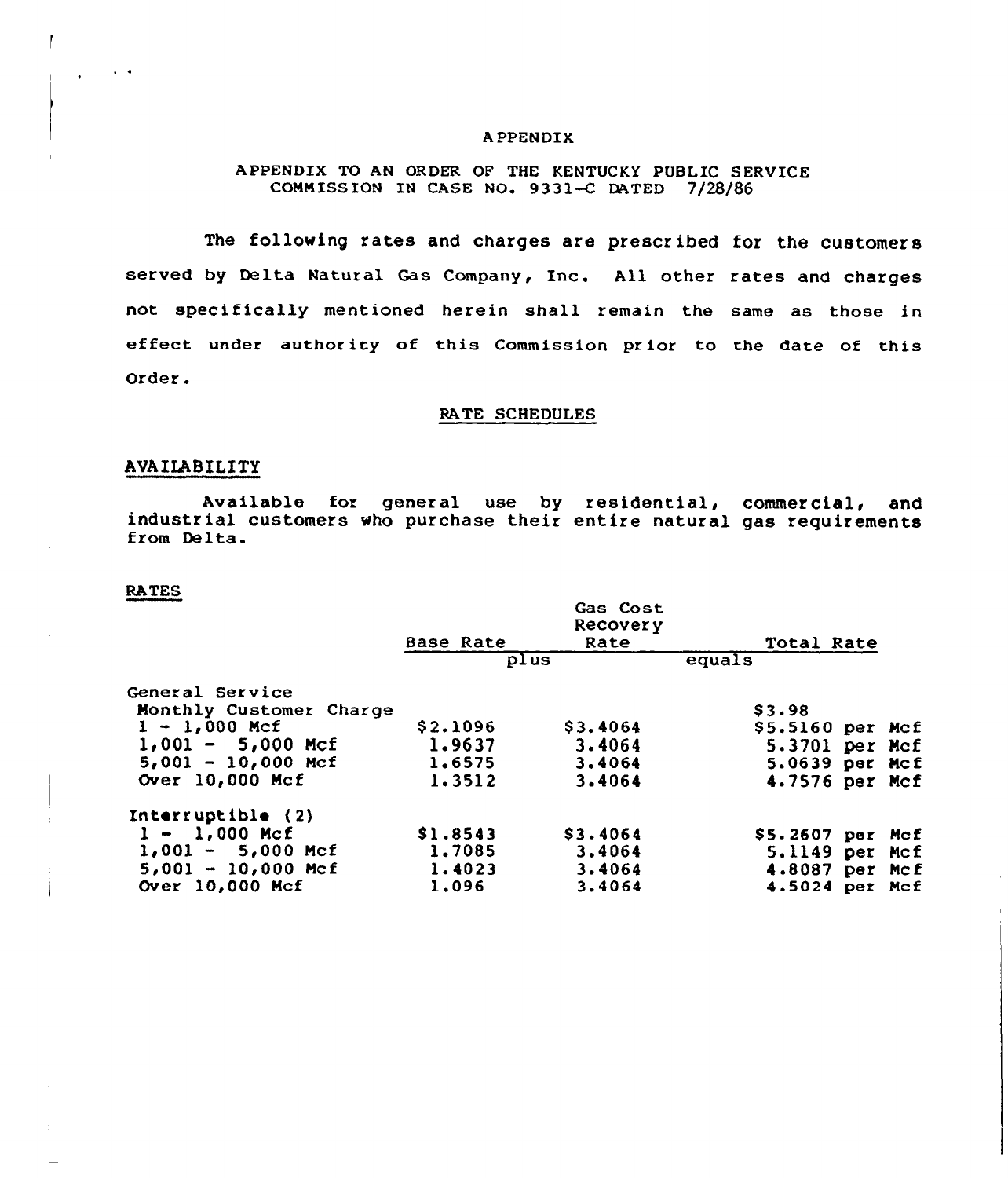# APPENDIX

APPENDIX TO AN ORDER OF THE KENTUCKY PUBLIC SERVICE COMMISSION IN CASE NO. 9331-C DATED 7/28/86

The following rates and charges are prescribed for the customers served by Delta Natural Gas Company, Inc. All other rates and charges not specifically mentioned herein shall remain the same as those in effect under authority of this Commission prior to the date of this Order.

## RATE SCHEDULES

### AVAILABILITY

Available for general use by residential, commercial, and industrial customers who purchase their entire natural gas requirements from Delta.

### RATES

| | Base Rate | plus | Gas Cost Recovery Rate | equals | Total Rate |
|---|---|---|---|---|---|
| General Service | | | | | |
| Monthly Customer Charge | | | | | $3.98 |
| 1 - 1,000 Mcf | $2.1096 | | $3.4064 | | $5.5160 per Mcf |
| 1,001 - 5,000 Mcf | 1.9637 | | 3.4064 | | 5.3701 per Mcf |
| 5,001 - 10,000 Mcf | 1.6575 | | 3.4064 | | 5.0639 per Mcf |
| Over 10,000 Mcf | 1.3512 | | 3.4064 | | 4.7576 per Mcf |
| Interruptible (2) | | | | | |
| 1 - 1,000 Mcf | $1.8543 | | $3.4064 | | $5.2607 per Mcf |
| 1,001 - 5,000 Mcf | 1.7085 | | 3.4064 | | 5.1149 per Mcf |
| 5,001 - 10,000 Mcf | 1.4023 | | 3.4064 | | 4.8087 per Mcf |
| Over 10,000 Mcf | 1.096 | | 3.4064 | | 4.5024 per Mcf |